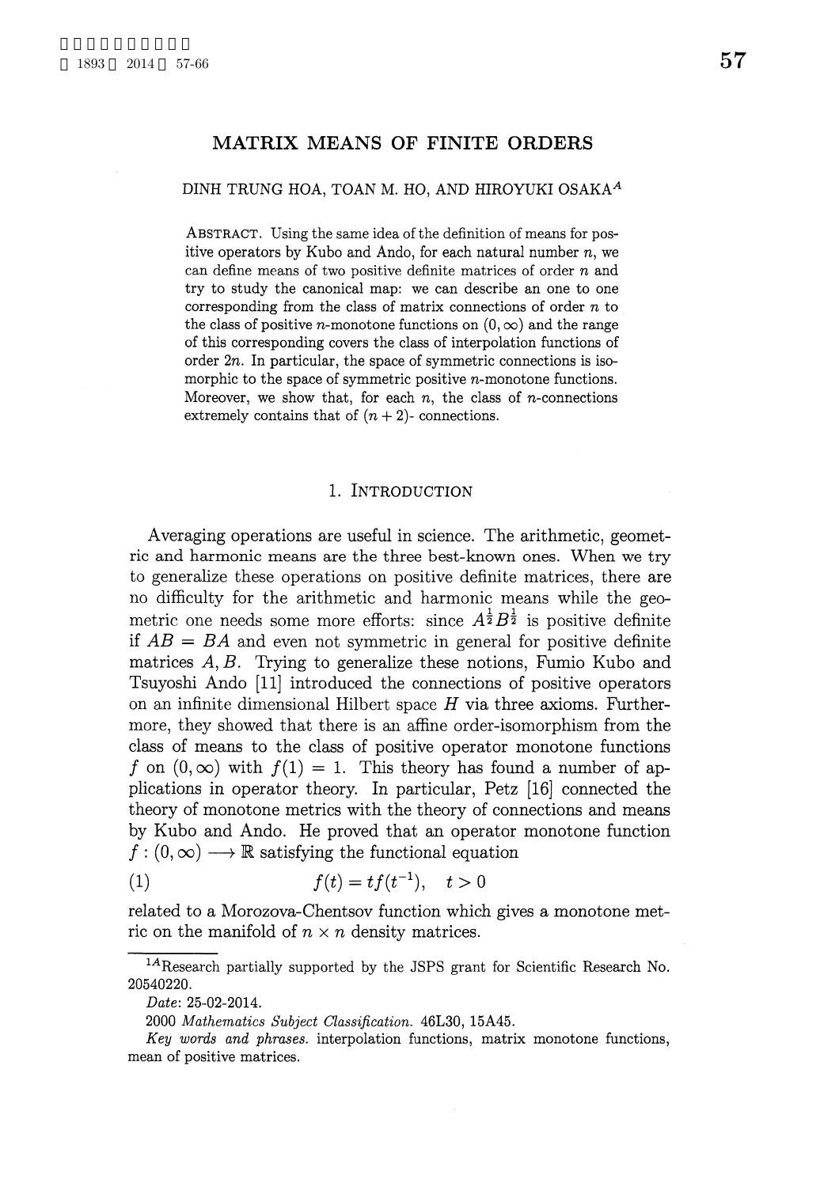# MATRIX MEANS OF FINITE ORDERS

DINH TRUNG HOA, TOAN M. HO, AND HIROYUKI OSAKA[A]

ABSTRACT. Using the same idea of the definition of means for positive operators by Kubo and Ando, for each natural number $n$, we can define means of two positive definite matrices of order $n$ and try to study the canonical map: we can describe an one to one corresponding from the class of matrix connections of order $n$ to the class of positive $n$-monotone functions on $(0, \infty)$ and the range of this corresponding covers the class of interpolation functions of order $2n$. In particular, the space of symmetric connections is isomorphic to the space of symmetric positive $n$-monotone functions. Moreover, we show that, for each $n$, the class of $n$-connections extremely contains that of $(n+2)$- connections.

## 1. INTRODUCTION

Averaging operations are useful in science. The arithmetic, geometric and harmonic means are the three best-known ones. When we try to generalize these operations on positive definite matrices, there are no difficulty for the arithmetic and harmonic means while the geometric one needs some more efforts: since $A^{\frac{1}{2}}B^{\frac{1}{2}}$ is positive definite if $AB = BA$ and even not symmetric in general for positive definite matrices $A, B$. Trying to generalize these notions, Fumio Kubo and Tsuyoshi Ando [11] introduced the connections of positive operators on an infinite dimensional Hilbert space $H$ via three axioms. Furthermore, they showed that there is an affine order-isomorphism from the class of means to the class of positive operator monotone functions $f$ on $(0, \infty)$ with $f(1) = 1$. This theory has found a number of applications in operator theory. In particular, Petz [16] connected the theory of monotone metrics with the theory of connections and means by Kubo and Ando. He proved that an operator monotone function $f : (0, \infty) \longrightarrow \mathbb{R}$ satisfying the functional equation

$$f(t) = tf(t^{-1}), \quad t > 0 \tag{1}$$

related to a Morozova-Chentsov function which gives a monotone metric on the manifold of $n \times n$ density matrices.

---

[1A]Research partially supported by the JSPS grant for Scientific Research No. 20540220.

*Date*: 25-02-2014.

2000 *Mathematics Subject Classification*. 46L30, 15A45.

*Key words and phrases.* interpolation functions, matrix monotone functions, mean of positive matrices.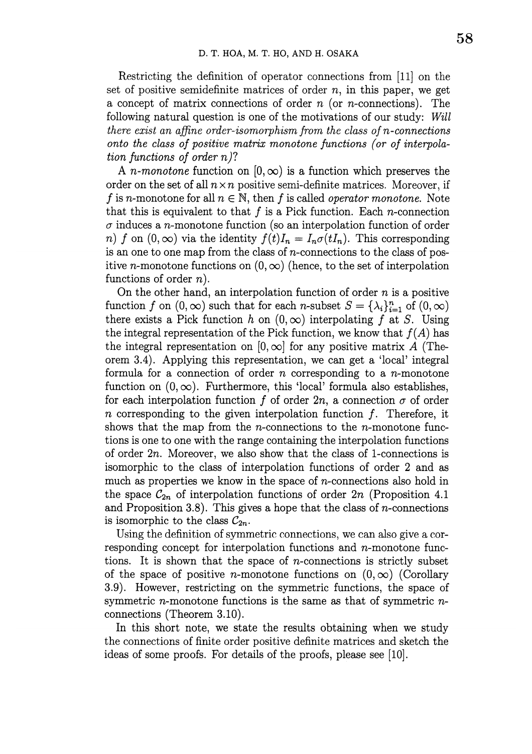Restricting the definition of operator connections from [11] on the set of positive semidefinite matrices of order $n$, in this paper, we get a concept of matrix connections of order $n$ (or $n$-connections). The following natural question is one of the motivations of our study: *Will there exist an affine order-isomorphism from the class of $n$-connections onto the class of positive matrix monotone functions (or of interpolation functions of order $n$)?*

A *$n$-monotone* function on $[0, \infty)$ is a function which preserves the order on the set of all $n \times n$ positive semi-definite matrices. Moreover, if $f$ is $n$-monotone for all $n \in \mathbb{N}$, then $f$ is called *operator monotone.* Note that this is equivalent to that $f$ is a Pick function. Each $n$-connection $\sigma$ induces a $n$-monotone function (so an interpolation function of order $n$) $f$ on $(0, \infty)$ via the identity $f(t)I_n = I_n\sigma(tI_n)$. This corresponding is an one to one map from the class of $n$-connections to the class of positive $n$-monotone functions on $(0, \infty)$ (hence, to the set of interpolation functions of order $n$).

On the other hand, an interpolation function of order $n$ is a positive function $f$ on $(0, \infty)$ such that for each $n$-subset $S = \{\lambda_i\}_{i=1}^n$ of $(0, \infty)$ there exists a Pick function $h$ on $(0, \infty)$ interpolating $f$ at $S$. Using the integral representation of the Pick function, we know that $f(A)$ has the integral representation on $[0, \infty]$ for any positive matrix $A$ (Theorem 3.4). Applying this representation, we can get a 'local' integral formula for a connection of order $n$ corresponding to a $n$-monotone function on $(0, \infty)$. Furthermore, this 'local' formula also establishes, for each interpolation function $f$ of order $2n$, a connection $\sigma$ of order $n$ corresponding to the given interpolation function $f$. Therefore, it shows that the map from the $n$-connections to the $n$-monotone functions is one to one with the range containing the interpolation functions of order $2n$. Moreover, we also show that the class of 1-connections is isomorphic to the class of interpolation functions of order 2 and as much as properties we know in the space of $n$-connections also hold in the space $\mathcal{C}_{2n}$ of interpolation functions of order $2n$ (Proposition 4.1 and Proposition 3.8). This gives a hope that the class of $n$-connections is isomorphic to the class $\mathcal{C}_{2n}$.

Using the definition of symmetric connections, we can also give a corresponding concept for interpolation functions and $n$-monotone functions. It is shown that the space of $n$-connections is strictly subset of the space of positive $n$-monotone functions on $(0, \infty)$ (Corollary 3.9). However, restricting on the symmetric functions, the space of symmetric $n$-monotone functions is the same as that of symmetric $n$-connections (Theorem 3.10).

In this short note, we state the results obtaining when we study the connections of finite order positive definite matrices and sketch the ideas of some proofs. For details of the proofs, please see [10].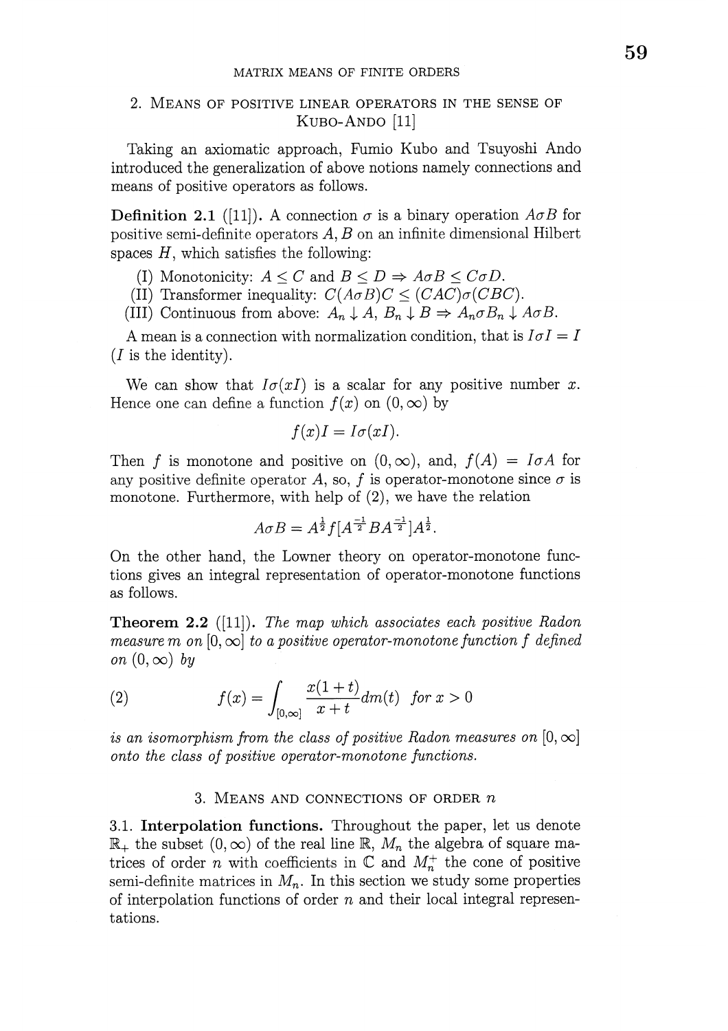## 2. Means of positive linear operators in the sense of Kubo-Ando [11]

Taking an axiomatic approach, Fumio Kubo and Tsuyoshi Ando introduced the generalization of above notions namely connections and means of positive operators as follows.

**Definition 2.1** ([11]). A connection $\sigma$ is a binary operation $A\sigma B$ for positive semi-definite operators $A, B$ on an infinite dimensional Hilbert spaces $H$, which satisfies the following:

(I) Monotonicity: $A \leq C$ and $B \leq D \Rightarrow A\sigma B \leq C\sigma D$.
(II) Transformer inequality: $C(A\sigma B)C \leq (CAC)\sigma(CBC)$.
(III) Continuous from above: $A_n \downarrow A$, $B_n \downarrow B \Rightarrow A_n\sigma B_n \downarrow A\sigma B$.

A mean is a connection with normalization condition, that is $I\sigma I = I$ ($I$ is the identity).

We can show that $I\sigma(xI)$ is a scalar for any positive number $x$. Hence one can define a function $f(x)$ on $(0, \infty)$ by

$$f(x)I = I\sigma(xI).$$

Then $f$ is monotone and positive on $(0, \infty)$, and, $f(A) = I\sigma A$ for any positive definite operator $A$, so, $f$ is operator-monotone since $\sigma$ is monotone. Furthermore, with help of (2), we have the relation

$$A\sigma B = A^{\frac{1}{2}} f[A^{\frac{-1}{2}} B A^{\frac{-1}{2}}] A^{\frac{1}{2}}.$$

On the other hand, the Lowner theory on operator-monotone functions gives an integral representation of operator-monotone functions as follows.

**Theorem 2.2** ([11]). *The map which associates each positive Radon measure $m$ on $[0, \infty]$ to a positive operator-monotone function $f$ defined on $(0, \infty)$ by*

$$f(x) = \int_{[0,\infty]} \frac{x(1+t)}{x+t} dm(t) \quad \text{for } x > 0 \tag{2}$$

*is an isomorphism from the class of positive Radon measures on $[0, \infty]$ onto the class of positive operator-monotone functions.*

## 3. Means and connections of order $n$

3.1. **Interpolation functions.** Throughout the paper, let us denote $\mathbb{R}_+$ the subset $(0, \infty)$ of the real line $\mathbb{R}$, $M_n$ the algebra of square matrices of order $n$ with coefficients in $\mathbb{C}$ and $M_n^+$ the cone of positive semi-definite matrices in $M_n$. In this section we study some properties of interpolation functions of order $n$ and their local integral representations.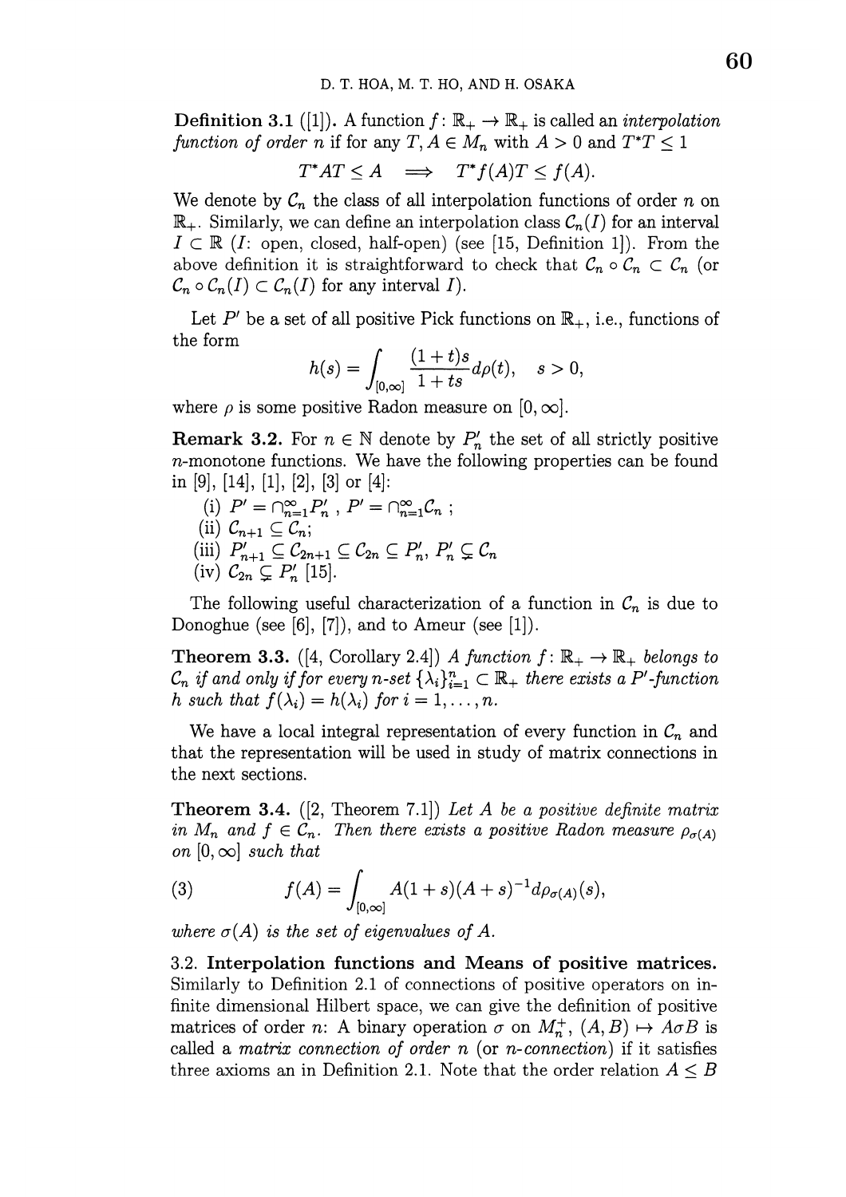**Definition 3.1** ([1]). A function $f\colon \mathbb{R}_+ \to \mathbb{R}_+$ is called an *interpolation function of order n* if for any $T, A \in M_n$ with $A > 0$ and $T^*T \le 1$

$$T^*AT \le A \implies T^*f(A)T \le f(A).$$

We denote by $\mathcal{C}_n$ the class of all interpolation functions of order $n$ on $\mathbb{R}_+$. Similarly, we can define an interpolation class $\mathcal{C}_n(I)$ for an interval $I \subset \mathbb{R}$ ($I$: open, closed, half-open) (see [15, Definition 1]). From the above definition it is straightforward to check that $\mathcal{C}_n \circ \mathcal{C}_n \subset \mathcal{C}_n$ (or $\mathcal{C}_n \circ \mathcal{C}_n(I) \subset \mathcal{C}_n(I)$ for any interval $I$).

Let $P'$ be a set of all positive Pick functions on $\mathbb{R}_+$, i.e., functions of the form

$$h(s) = \int_{[0,\infty]} \frac{(1+t)s}{1+ts} d\rho(t), \quad s > 0,$$

where $\rho$ is some positive Radon measure on $[0, \infty]$.

**Remark 3.2.** For $n \in \mathbb{N}$ denote by $P'_n$ the set of all strictly positive $n$-monotone functions. We have the following properties can be found in [9], [14], [1], [2], [3] or [4]:

(i) $P' = \cap_{n=1}^{\infty} P'_n$ , $P' = \cap_{n=1}^{\infty} \mathcal{C}_n$ ;
(ii) $\mathcal{C}_{n+1} \subseteq \mathcal{C}_n$;
(iii) $P'_{n+1} \subseteq \mathcal{C}_{2n+1} \subseteq \mathcal{C}_{2n} \subseteq P'_n$, $P'_n \subsetneq \mathcal{C}_n$
(iv) $\mathcal{C}_{2n} \subsetneq P'_n$ [15].

The following useful characterization of a function in $\mathcal{C}_n$ is due to Donoghue (see [6], [7]), and to Ameur (see [1]).

**Theorem 3.3.** ([4, Corollary 2.4]) *A function $f\colon \mathbb{R}_+ \to \mathbb{R}_+$ belongs to $\mathcal{C}_n$ if and only if for every $n$-set $\{\lambda_i\}_{i=1}^n \subset \mathbb{R}_+$ there exists a $P'$-function $h$ such that $f(\lambda_i) = h(\lambda_i)$ for $i = 1, \ldots, n$.*

We have a local integral representation of every function in $\mathcal{C}_n$ and that the representation will be used in study of matrix connections in the next sections.

**Theorem 3.4.** ([2, Theorem 7.1]) *Let $A$ be a positive definite matrix in $M_n$ and $f \in \mathcal{C}_n$. Then there exists a positive Radon measure $\rho_{\sigma(A)}$ on $[0, \infty]$ such that*

$$f(A) = \int_{[0,\infty]} A(1+s)(A+s)^{-1} d\rho_{\sigma(A)}(s), \tag{3}$$

*where $\sigma(A)$ is the set of eigenvalues of $A$.*

3.2. **Interpolation functions and Means of positive matrices.** Similarly to Definition 2.1 of connections of positive operators on infinite dimensional Hilbert space, we can give the definition of positive matrices of order $n$: A binary operation $\sigma$ on $M_n^+$, $(A, B) \mapsto A\sigma B$ is called a *matrix connection of order n* (or *n-connection*) if it satisfies three axioms an in Definition 2.1. Note that the order relation $A \le B$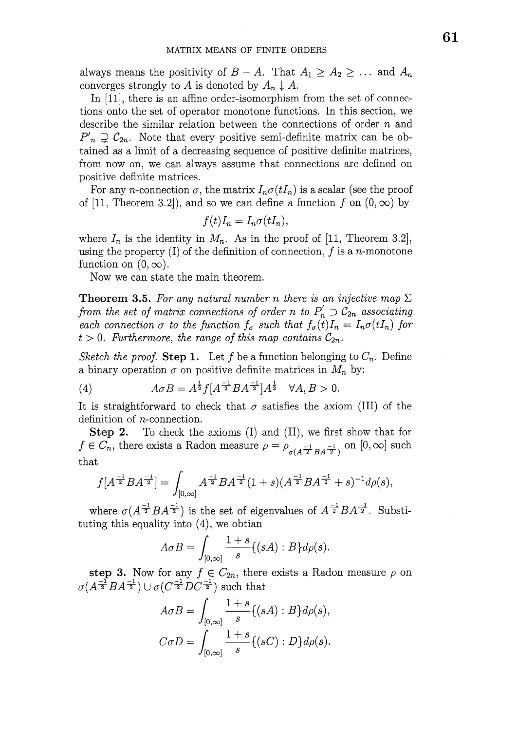always means the positivity of $B - A$. That $A_1 \geq A_2 \geq \ldots$ and $A_n$ converges strongly to $A$ is denoted by $A_n \downarrow A$.

In [11], there is an affine order-isomorphism from the set of connections onto the set of operator monotone functions. In this section, we describe the similar relation between the connections of order $n$ and $P'_n \supsetneq C_{2n}$. Note that every positive semi-definite matrix can be obtained as a limit of a decreasing sequence of positive definite matrices, from now on, we can always assume that connections are defined on positive definite matrices.

For any $n$-connection $\sigma$, the matrix $I_n\sigma(tI_n)$ is a scalar (see the proof of [11, Theorem 3.2]), and so we can define a function $f$ on $(0, \infty)$ by

$$f(t)I_n = I_n\sigma(tI_n),$$

where $I_n$ is the identity in $M_n$. As in the proof of [11, Theorem 3.2], using the property (I) of the definition of connection, $f$ is a $n$-monotone function on $(0, \infty)$.

Now we can state the main theorem.

**Theorem 3.5.** *For any natural number $n$ there is an injective map $\Sigma$ from the set of matrix connections of order $n$ to $P_n^{'} \supset C_{2n}$ associating each connection $\sigma$ to the function $f_\sigma$ such that $f_\sigma(t)I_n = I_n\sigma(tI_n)$ for $t > 0$. Furthermore, the range of this map contains $C_{2n}$.*

*Sketch the proof.* **Step 1.** Let $f$ be a function belonging to $C_n$. Define a binary operation $\sigma$ on positive definite matrices in $M_n$ by:

$$A\sigma B = A^{\frac{1}{2}} f[A^{\frac{-1}{2}}BA^{\frac{-1}{2}}]A^{\frac{1}{2}} \quad \forall A, B > 0. \tag{4}$$

It is straightforward to check that $\sigma$ satisfies the axiom (III) of the definition of $n$-connection.

**Step 2.** To check the axioms (I) and (II), we first show that for $f \in C_n$, there exists a Radon measure $\rho = \rho_{\sigma(A^{\frac{-1}{2}}BA^{\frac{-1}{2}})}$ on $[0, \infty]$ such that

$$f[A^{\frac{-1}{2}}BA^{\frac{-1}{2}}] = \int_{[0,\infty]} A^{\frac{-1}{2}}BA^{\frac{-1}{2}}(1+s)(A^{\frac{-1}{2}}BA^{\frac{-1}{2}} + s)^{-1}d\rho(s),$$

where $\sigma(A^{\frac{-1}{2}}BA^{\frac{-1}{2}})$ is the set of eigenvalues of $A^{\frac{-1}{2}}BA^{\frac{-1}{2}}$. Substituting this equality into (4), we obtian

$$A\sigma B = \int_{[0,\infty]} \frac{1+s}{s}\{(sA) : B\}d\rho(s).$$

**step 3.** Now for any $f \in C_{2n}$, there exists a Radon measure $\rho$ on $\sigma(A^{\frac{-1}{2}}BA^{\frac{-1}{2}}) \cup \sigma(C^{\frac{-1}{2}}DC^{\frac{-1}{2}})$ such that

$$A\sigma B = \int_{[0,\infty]} \frac{1+s}{s}\{(sA) : B\}d\rho(s),$$

$$C\sigma D = \int_{[0,\infty]} \frac{1+s}{s}\{(sC) : D\}d\rho(s).$$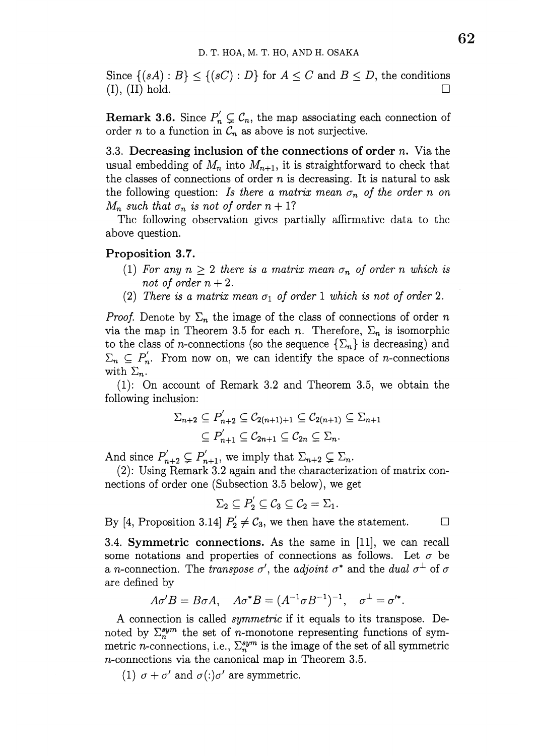Since $\{(sA) : B\} \leq \{(sC) : D\}$ for $A \leq C$ and $B \leq D$, the conditions (I), (II) hold. □

**Remark 3.6.** Since $P_n^{'} \subsetneq \mathcal{C}_n$, the map associating each connection of order $n$ to a function in $\mathcal{C}_n$ as above is not surjective.

3.3. **Decreasing inclusion of the connections of order $n$.** Via the usual embedding of $M_n$ into $M_{n+1}$, it is straightforward to check that the classes of connections of order $n$ is decreasing. It is natural to ask the following question: *Is there a matrix mean $\sigma_n$ of the order $n$ on $M_n$ such that $\sigma_n$ is not of order $n+1$?*

The following observation gives partially affirmative data to the above question.

**Proposition 3.7.**

1. *For any $n \geq 2$ there is a matrix mean $\sigma_n$ of order $n$ which is not of order $n+2$.*
2. *There is a matrix mean $\sigma_1$ of order 1 which is not of order 2.*

*Proof.* Denote by $\Sigma_n$ the image of the class of connections of order $n$ via the map in Theorem 3.5 for each $n$. Therefore, $\Sigma_n$ is isomorphic to the class of $n$-connections (so the sequence $\{\Sigma_n\}$ is decreasing) and $\Sigma_n \subseteq P_n^{'}$. From now on, we can identify the space of $n$-connections with $\Sigma_n$.

(1): On account of Remark 3.2 and Theorem 3.5, we obtain the following inclusion:

$$\begin{aligned}\Sigma_{n+2} \subseteq P_{n+2}^{'} \subseteq \mathcal{C}_{2(n+1)+1} \subseteq \mathcal{C}_{2(n+1)} \subseteq \Sigma_{n+1} \\ \subseteq P_{n+1}^{'} \subseteq \mathcal{C}_{2n+1} \subseteq \mathcal{C}_{2n} \subseteq \Sigma_n.\end{aligned}$$

And since $P_{n+2}^{'} \subsetneq P_{n+1}^{'}$, we imply that $\Sigma_{n+2} \subsetneq \Sigma_n$.

(2): Using Remark 3.2 again and the characterization of matrix connections of order one (Subsection 3.5 below), we get

$$\Sigma_2 \subseteq P_2^{'} \subseteq \mathcal{C}_3 \subseteq \mathcal{C}_2 = \Sigma_1.$$

By [4, Proposition 3.14] $P_2^{'} \neq \mathcal{C}_3$, we then have the statement. □

3.4. **Symmetric connections.** As the same in [11], we can recall some notations and properties of connections as follows. Let $\sigma$ be a $n$-connection. The *transpose* $\sigma'$, the *adjoint* $\sigma^*$ and the *dual* $\sigma^{\perp}$ of $\sigma$ are defined by

$$A\sigma' B = B\sigma A, \quad A\sigma^* B = (A^{-1}\sigma B^{-1})^{-1}, \quad \sigma^{\perp} = \sigma'^{*}.$$

A connection is called *symmetric* if it equals to its transpose. Denoted by $\Sigma_n^{sym}$ the set of $n$-monotone representing functions of symmetric $n$-connections, i.e., $\Sigma_n^{sym}$ is the image of the set of all symmetric $n$-connections via the canonical map in Theorem 3.5.

(1) $\sigma + \sigma'$ and $\sigma(:)\sigma'$ are symmetric.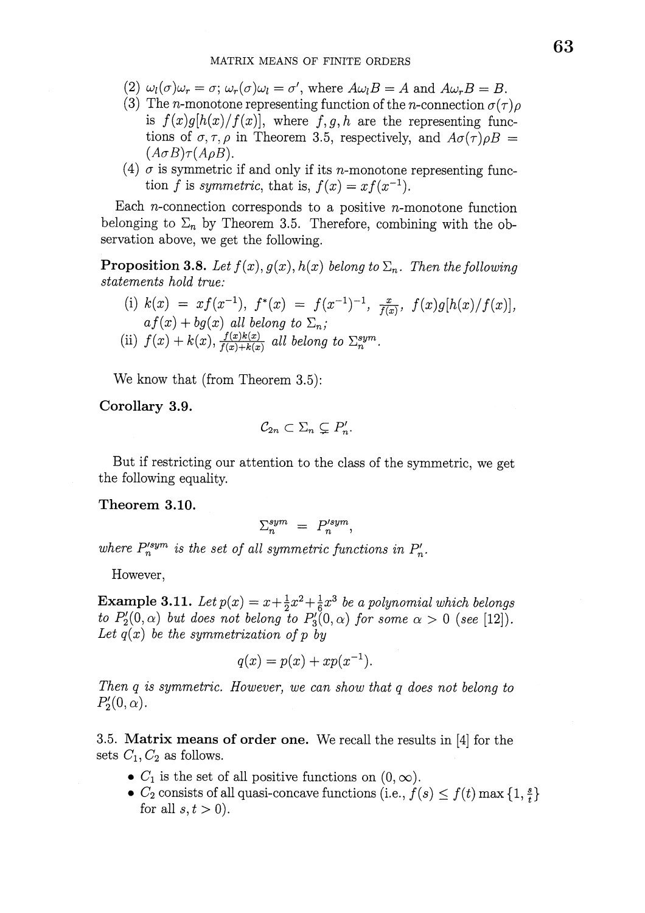(2) $\omega_l(\sigma)\omega_r = \sigma$; $\omega_r(\sigma)\omega_l = \sigma'$, where $A\omega_l B = A$ and $A\omega_r B = B$.

(3) The $n$-monotone representing function of the $n$-connection $\sigma(\tau)\rho$ is $f(x)g[h(x)/f(x)]$, where $f, g, h$ are the representing functions of $\sigma, \tau, \rho$ in Theorem 3.5, respectively, and $A\sigma(\tau)\rho B = (A\sigma B)\tau(A\rho B)$.

(4) $\sigma$ is symmetric if and only if its $n$-monotone representing function $f$ is *symmetric*, that is, $f(x) = xf(x^{-1})$.

Each $n$-connection corresponds to a positive $n$-monotone function belonging to $\Sigma_n$ by Theorem 3.5. Therefore, combining with the observation above, we get the following.

**Proposition 3.8.** *Let $f(x), g(x), h(x)$ belong to $\Sigma_n$. Then the following statements hold true:*

(i) $k(x) = xf(x^{-1})$, $f^*(x) = f(x^{-1})^{-1}$, $\frac{x}{f(x)}$, $f(x)g[h(x)/f(x)]$, $af(x) + bg(x)$ *all belong to $\Sigma_n$;*

(ii) $f(x) + k(x)$, $\frac{f(x)k(x)}{f(x)+k(x)}$ *all belong to $\Sigma_n^{sym}$.*

We know that (from Theorem 3.5):

**Corollary 3.9.**

$$C_{2n} \subset \Sigma_n \subsetneq P'_n.$$

But if restricting our attention to the class of the symmetric, we get the following equality.

**Theorem 3.10.**

$$\Sigma_n^{sym} = P_n'^{sym},$$

*where $P_n'^{sym}$ is the set of all symmetric functions in $P'_n$.*

However,

**Example 3.11.** *Let $p(x) = x + \frac{1}{2}x^2 + \frac{1}{6}x^3$ be a polynomial which belongs to $P'_2(0, \alpha)$ but does not belong to $P'_3(0, \alpha)$ for some $\alpha > 0$ (see [12]). Let $q(x)$ be the symmetrization of $p$ by*

$$q(x) = p(x) + xp(x^{-1}).$$

*Then $q$ is symmetric. However, we can show that $q$ does not belong to $P'_2(0, \alpha)$.*

3.5. **Matrix means of order one.** We recall the results in [4] for the sets $C_1, C_2$ as follows.

- $C_1$ is the set of all positive functions on $(0, \infty)$.
- $C_2$ consists of all quasi-concave functions (i.e., $f(s) \leq f(t)\max\{1, \frac{s}{t}\}$ for all $s, t > 0$).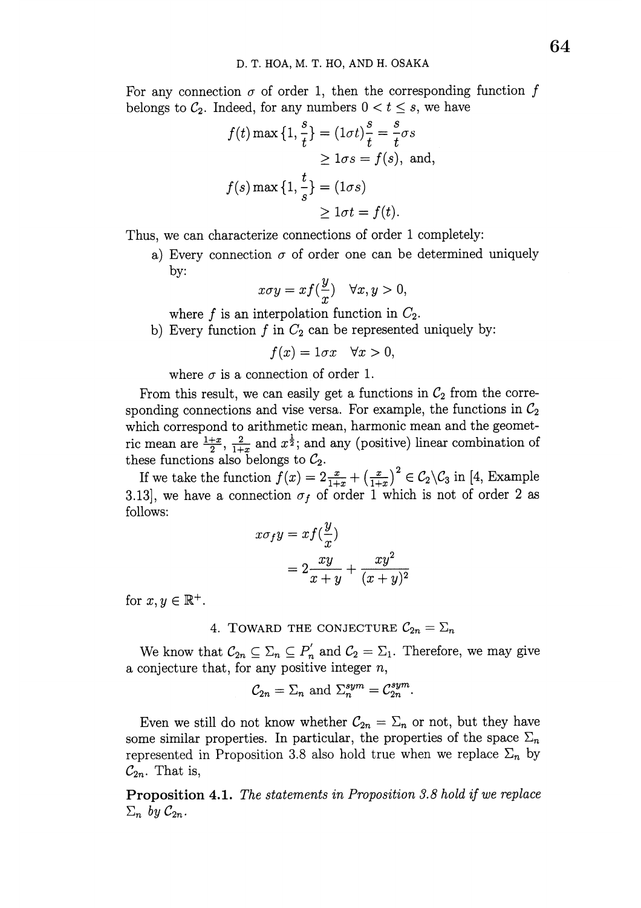For any connection $\sigma$ of order 1, then the corresponding function $f$ belongs to $\mathcal{C}_2$. Indeed, for any numbers $0 < t \leq s$, we have

$$
\begin{aligned}
f(t)\max\{1, \frac{s}{t}\} &= (1\sigma t)\frac{s}{t} = \frac{s}{t}\sigma s \\
&\geq 1\sigma s = f(s), \text{ and,} \\
f(s)\max\{1, \frac{t}{s}\} &= (1\sigma s) \\
&\geq 1\sigma t = f(t).
\end{aligned}
$$

Thus, we can characterize connections of order 1 completely:

a) Every connection $\sigma$ of order one can be determined uniquely by:
$$x\sigma y = xf(\frac{y}{x}) \quad \forall x, y > 0,$$
where $f$ is an interpolation function in $\mathcal{C}_2$.

b) Every function $f$ in $\mathcal{C}_2$ can be represented uniquely by:
$$f(x) = 1\sigma x \quad \forall x > 0,$$
where $\sigma$ is a connection of order 1.

From this result, we can easily get a functions in $\mathcal{C}_2$ from the corresponding connections and vise versa. For example, the functions in $\mathcal{C}_2$ which correspond to arithmetic mean, harmonic mean and the geometric mean are $\frac{1+x}{2}$, $\frac{2}{1+x}$ and $x^{\frac{1}{2}}$; and any (positive) linear combination of these functions also belongs to $\mathcal{C}_2$.

If we take the function $f(x) = 2\frac{x}{1+x} + \left(\frac{x}{1+x}\right)^2 \in \mathcal{C}_2 \setminus \mathcal{C}_3$ in [4, Example 3.13], we have a connection $\sigma_f$ of order 1 which is not of order 2 as follows:

$$
\begin{aligned}
x\sigma_f y &= xf(\frac{y}{x}) \\
&= 2\frac{xy}{x+y} + \frac{xy^2}{(x+y)^2}
\end{aligned}
$$

for $x, y \in \mathbb{R}^+$.

## 4. Toward the conjecture $\mathcal{C}_{2n} = \Sigma_n$

We know that $\mathcal{C}_{2n} \subseteq \Sigma_n \subseteq P_n'$ and $\mathcal{C}_2 = \Sigma_1$. Therefore, we may give a conjecture that, for any positive integer $n$,

$$\mathcal{C}_{2n} = \Sigma_n \text{ and } \Sigma_n^{sym} = \mathcal{C}_{2n}^{sym}.$$

Even we still do not know whether $\mathcal{C}_{2n} = \Sigma_n$ or not, but they have some similar properties. In particular, the properties of the space $\Sigma_n$ represented in Proposition 3.8 also hold true when we replace $\Sigma_n$ by $\mathcal{C}_{2n}$. That is,

**Proposition 4.1.** *The statements in Proposition 3.8 hold if we replace $\Sigma_n$ by $\mathcal{C}_{2n}$.*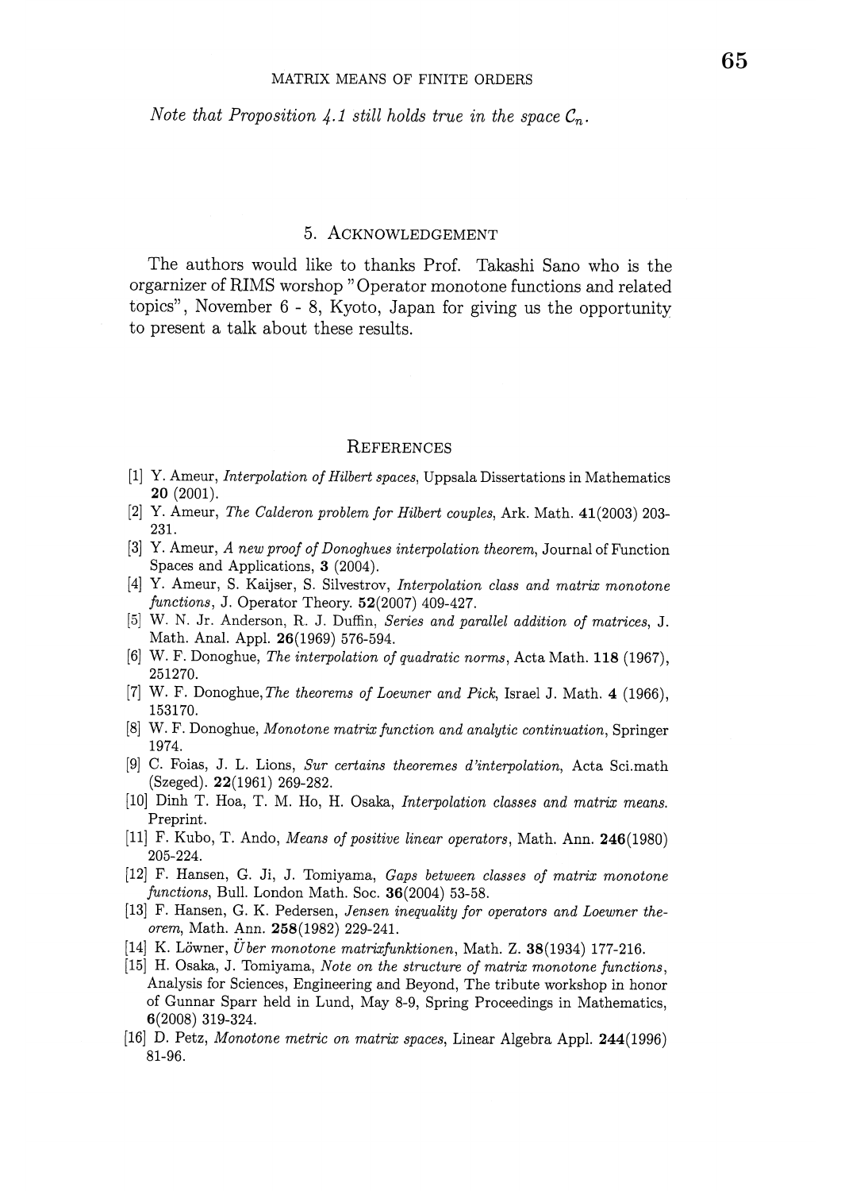*Note that Proposition 4.1 still holds true in the space $\mathcal{C}_n$.*

## 5. Acknowledgement

The authors would like to thanks Prof. Takashi Sano who is the orgarnizer of RIMS worshop "Operator monotone functions and related topics", November 6 - 8, Kyoto, Japan for giving us the opportunity to present a talk about these results.

## References

[1] Y. Ameur, *Interpolation of Hilbert spaces*, Uppsala Dissertations in Mathematics **20** (2001).

[2] Y. Ameur, *The Calderon problem for Hilbert couples*, Ark. Math. **41**(2003) 203-231.

[3] Y. Ameur, *A new proof of Donoghues interpolation theorem*, Journal of Function Spaces and Applications, **3** (2004).

[4] Y. Ameur, S. Kaijser, S. Silvestrov, *Interpolation class and matrix monotone functions*, J. Operator Theory. **52**(2007) 409-427.

[5] W. N. Jr. Anderson, R. J. Duffin, *Series and parallel addition of matrices*, J. Math. Anal. Appl. **26**(1969) 576-594.

[6] W. F. Donoghue, *The interpolation of quadratic norms*, Acta Math. **118** (1967), 251270.

[7] W. F. Donoghue, *The theorems of Loewner and Pick*, Israel J. Math. **4** (1966), 153170.

[8] W. F. Donoghue, *Monotone matrix function and analytic continuation*, Springer 1974.

[9] C. Foias, J. L. Lions, *Sur certains theoremes d'interpolation*, Acta Sci.math (Szeged). **22**(1961) 269-282.

[10] Dinh T. Hoa, T. M. Ho, H. Osaka, *Interpolation classes and matrix means.* Preprint.

[11] F. Kubo, T. Ando, *Means of positive linear operators*, Math. Ann. **246**(1980) 205-224.

[12] F. Hansen, G. Ji, J. Tomiyama, *Gaps between classes of matrix monotone functions*, Bull. London Math. Soc. **36**(2004) 53-58.

[13] F. Hansen, G. K. Pedersen, *Jensen inequality for operators and Loewner theorem*, Math. Ann. **258**(1982) 229-241.

[14] K. Löwner, *Über monotone matrixfunktionen*, Math. Z. **38**(1934) 177-216.

[15] H. Osaka, J. Tomiyama, *Note on the structure of matrix monotone functions*, Analysis for Sciences, Engineering and Beyond, The tribute workshop in honor of Gunnar Sparr held in Lund, May 8-9, Spring Proceedings in Mathematics, **6**(2008) 319-324.

[16] D. Petz, *Monotone metric on matrix spaces*, Linear Algebra Appl. **244**(1996) 81-96.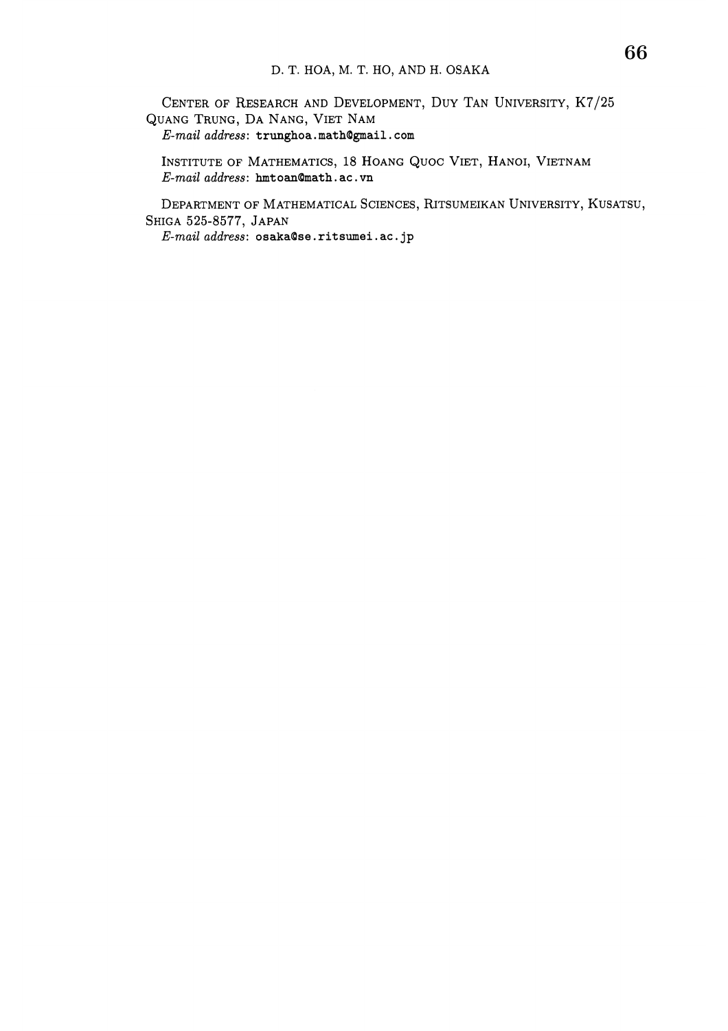Center of Research and Development, Duy Tan University, K7/25 Quang Trung, Da Nang, Viet Nam

*E-mail address*: trunghoa.math@gmail.com

Institute of Mathematics, 18 Hoang Quoc Viet, Hanoi, Vietnam

*E-mail address*: hmtoan@math.ac.vn

Department of Mathematical Sciences, Ritsumeikan University, Kusatsu, Shiga 525-8577, Japan

*E-mail address*: osaka@se.ritsumei.ac.jp